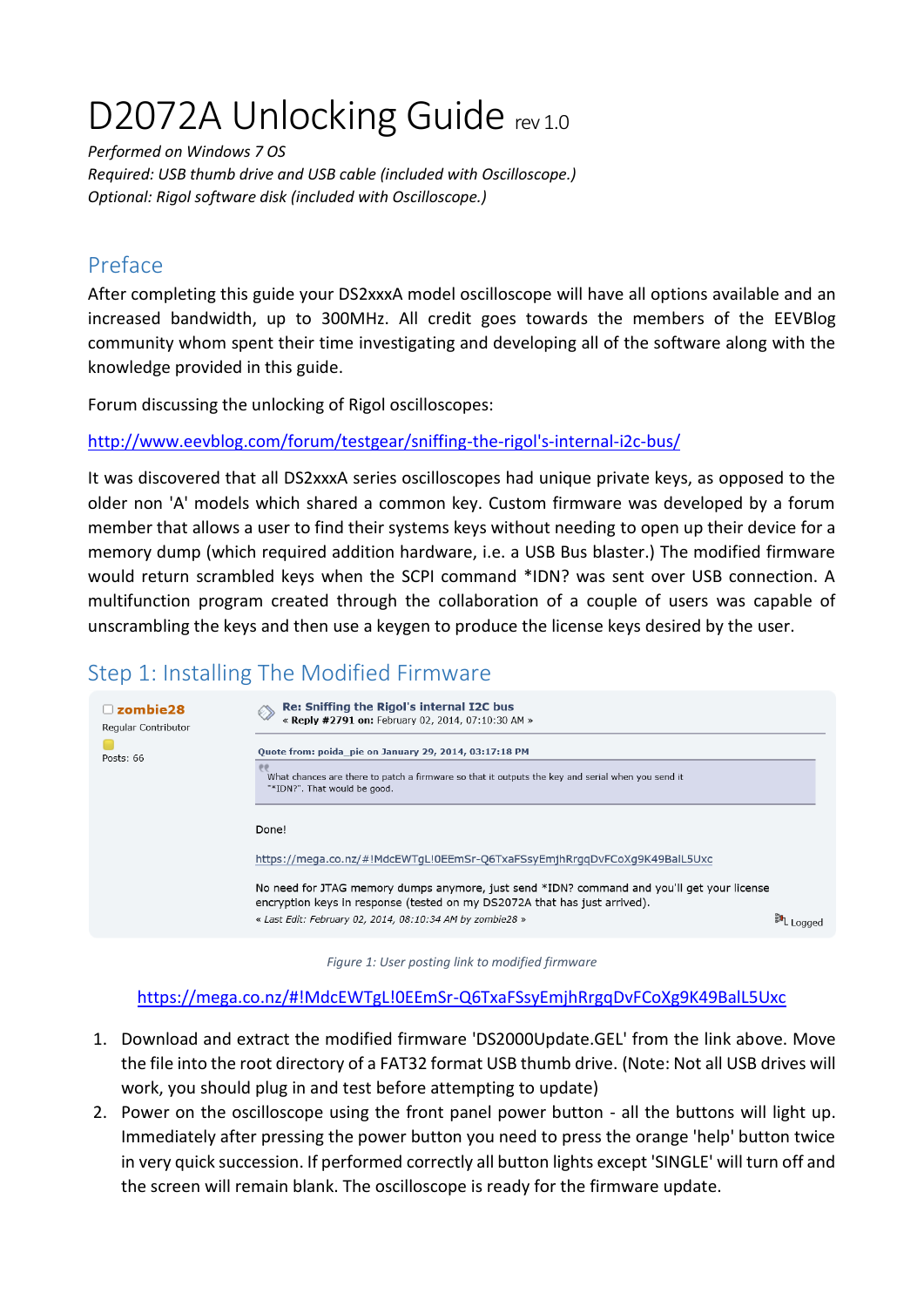# D2072A Unlocking Guide rev 1.0

*Performed on Windows 7 OS*
*Required: USB thumb drive and USB cable (included with Oscilloscope.)*
*Optional: Rigol software disk (included with Oscilloscope.)*

## Preface

After completing this guide your DS2xxxA model oscilloscope will have all options available and an increased bandwidth, up to 300MHz. All credit goes towards the members of the EEVBlog community whom spent their time investigating and developing all of the software along with the knowledge provided in this guide.

Forum discussing the unlocking of Rigol oscilloscopes:

http://www.eevblog.com/forum/testgear/sniffing-the-rigol's-internal-i2c-bus/

It was discovered that all DS2xxxA series oscilloscopes had unique private keys, as opposed to the older non 'A' models which shared a common key. Custom firmware was developed by a forum member that allows a user to find their systems keys without needing to open up their device for a memory dump (which required addition hardware, i.e. a USB Bus blaster.) The modified firmware would return scrambled keys when the SCPI command *IDN? was sent over USB connection. A multifunction program created through the collaboration of a couple of users was capable of unscrambling the keys and then use a keygen to produce the license keys desired by the user.

## Step 1: Installing The Modified Firmware

zombie28
Regular Contributor
Posts: 66

**Re: Sniffing the Rigol's internal I2C bus**
« **Reply #2791 on:** February 02, 2014, 07:10:30 AM »

**Quote from: poida_pie on January 29, 2014, 03:17:18 PM**

> What chances are there to patch a firmware so that it outputs the key and serial when you send it "*IDN?". That would be good.

Done!

https://mega.co.nz/#!MdcEWTgL!0EEmSr-Q6TxaFSsyEmjhRrgqDvFCoXg9K49BalL5Uxc

No need for JTAG memory dumps anymore, just send *IDN? command and you'll get your license encryption keys in response (tested on my DS2072A that has just arrived).

« *Last Edit: February 02, 2014, 08:10:34 AM by zombie28* »

Logged

*Figure 1: User posting link to modified firmware*

https://mega.co.nz/#!MdcEWTgL!0EEmSr-Q6TxaFSsyEmjhRrgqDvFCoXg9K49BalL5Uxc

1. Download and extract the modified firmware 'DS2000Update.GEL' from the link above. Move the file into the root directory of a FAT32 format USB thumb drive. (Note: Not all USB drives will work, you should plug in and test before attempting to update)
2. Power on the oscilloscope using the front panel power button - all the buttons will light up. Immediately after pressing the power button you need to press the orange 'help' button twice in very quick succession. If performed correctly all button lights except 'SINGLE' will turn off and the screen will remain blank. The oscilloscope is ready for the firmware update.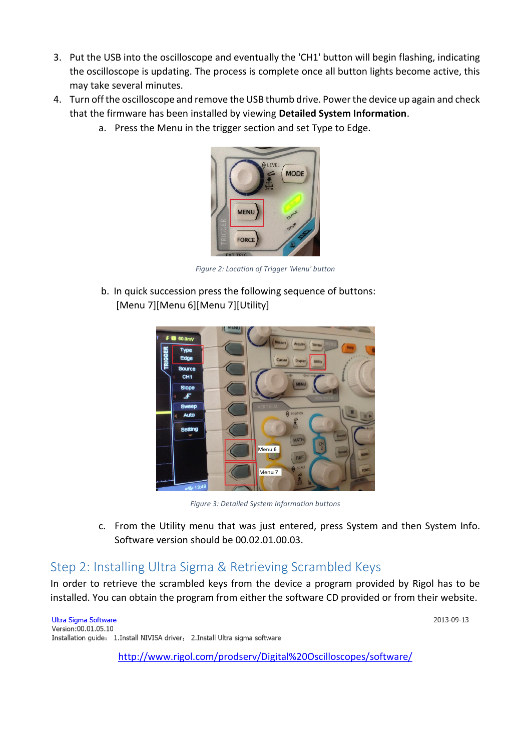3. Put the USB into the oscilloscope and eventually the 'CH1' button will begin flashing, indicating the oscilloscope is updating. The process is complete once all button lights become active, this may take several minutes.
4. Turn off the oscilloscope and remove the USB thumb drive. Power the device up again and check that the firmware has been installed by viewing **Detailed System Information**.
   a. Press the Menu in the trigger section and set Type to Edge.

*Figure 2: Location of Trigger 'Menu' button*

   b. In quick succession press the following sequence of buttons:
      [Menu 7][Menu 6][Menu 7][Utility]

*Figure 3: Detailed System Information buttons*

   c. From the Utility menu that was just entered, press System and then System Info. Software version should be 00.02.01.00.03.

## Step 2: Installing Ultra Sigma & Retrieving Scrambled Keys

In order to retrieve the scrambled keys from the device a program provided by Rigol has to be installed. You can obtain the program from either the software CD provided or from their website.

Ultra Sigma Software  2013-09-13
Version:00.01.05.10
Installation guide: 1.Install NIVISA driver; 2.Install Ultra sigma software

http://www.rigol.com/prodserv/Digital%20Oscilloscopes/software/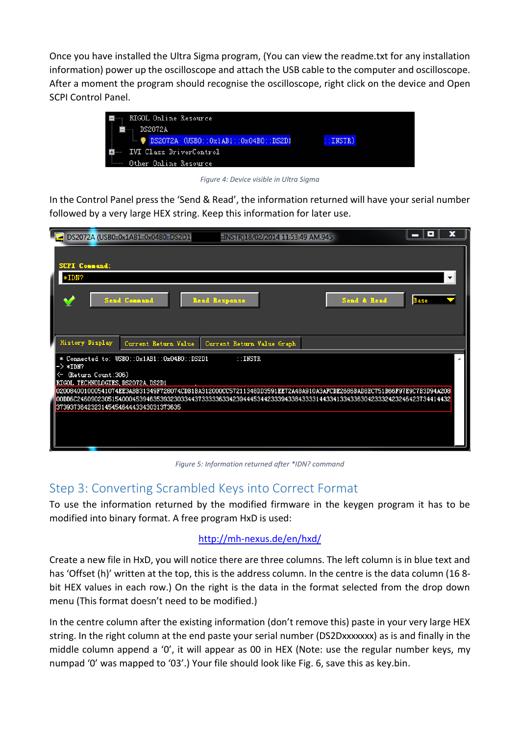Once you have installed the Ultra Sigma program, (You can view the readme.txt for any installation information) power up the oscilloscope and attach the USB cable to the computer and oscilloscope. After a moment the program should recognise the oscilloscope, right click on the device and Open SCPI Control Panel.

Figure 4: Device visible in Ultra Sigma

In the Control Panel press the 'Send & Read', the information returned will have your serial number followed by a very large HEX string. Keep this information for later use.

Figure 5: Information returned after *IDN? command

## Step 3: Converting Scrambled Keys into Correct Format

To use the information returned by the modified firmware in the keygen program it has to be modified into binary format. A free program HxD is used:

http://mh-nexus.de/en/hxd/

Create a new file in HxD, you will notice there are three columns. The left column is in blue text and has 'Offset (h)' written at the top, this is the address column. In the centre is the data column (16 8-bit HEX values in each row.) On the right is the data in the format selected from the drop down menu (This format doesn't need to be modified.)

In the centre column after the existing information (don't remove this) paste in your very large HEX string. In the right column at the end paste your serial number (DS2Dxxxxxxx) as is and finally in the middle column append a '0', it will appear as 00 in HEX (Note: use the regular number keys, my numpad '0' was mapped to '03'.) Your file should look like Fig. 6, save this as key.bin.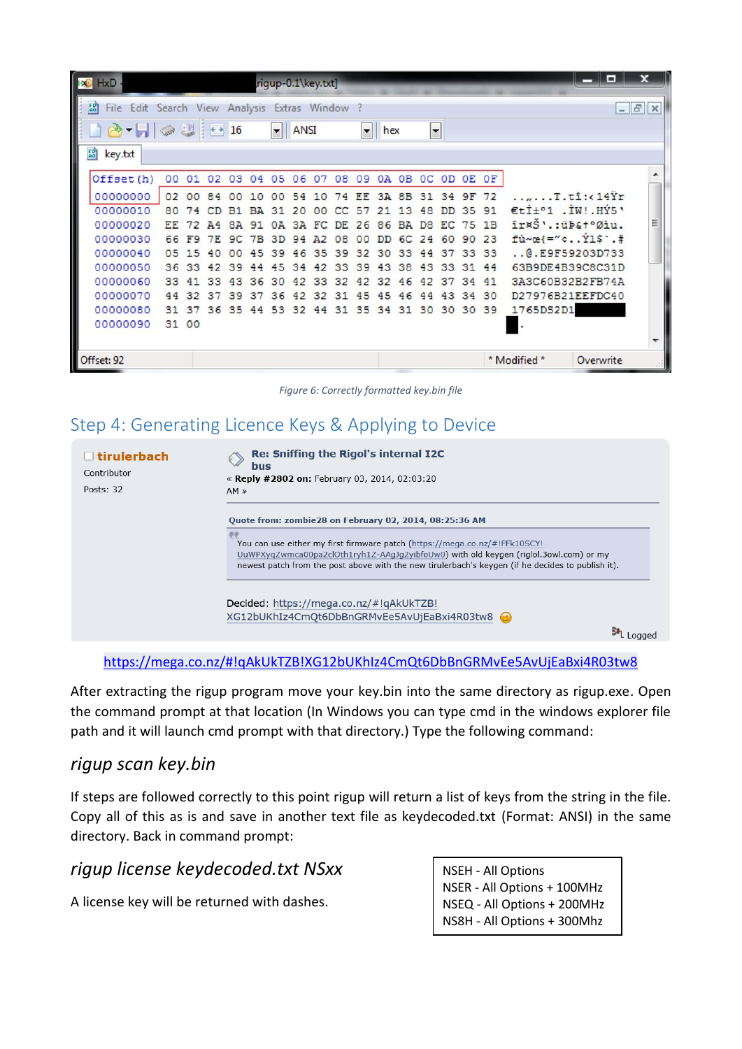Figure 6: Correctly formatted key.bin file

## Step 4: Generating Licence Keys & Applying to Device

https://mega.co.nz/#!qAkUkTZB!XG12bUKhIz4CmQt6DbBnGRMvEe5AvUjEaBxi4R03tw8

After extracting the rigup program move your key.bin into the same directory as rigup.exe. Open the command prompt at that location (In Windows you can type cmd in the windows explorer file path and it will launch cmd prompt with that directory.) Type the following command:

*rigup scan key.bin*

If steps are followed correctly to this point rigup will return a list of keys from the string in the file. Copy all of this as is and save in another text file as keydecoded.txt (Format: ANSI) in the same directory. Back in command prompt:

*rigup license keydecoded.txt NSxx*

A license key will be returned with dashes.

| |
|---|
| NSEH - All Options |
| NSER - All Options + 100MHz |
| NSEQ - All Options + 200MHz |
| NS8H - All Options + 300Mhz |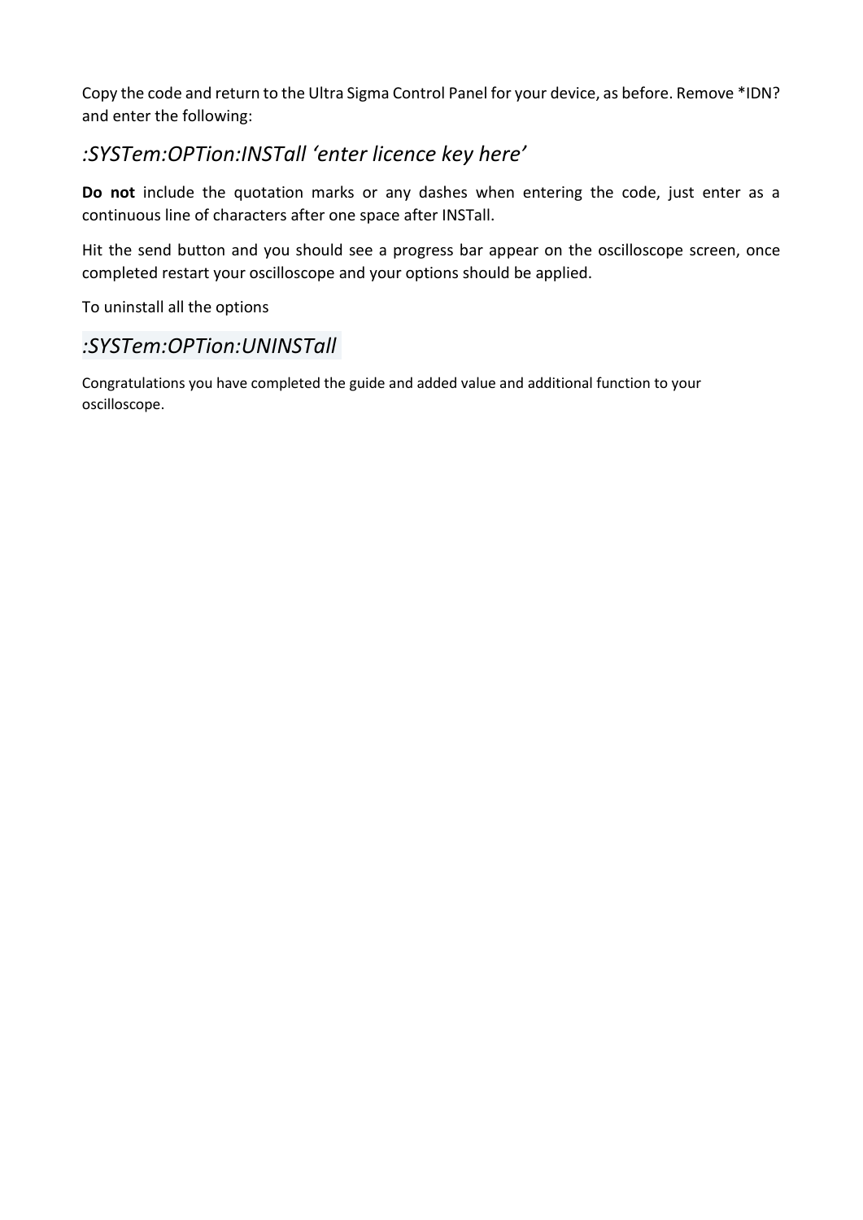Copy the code and return to the Ultra Sigma Control Panel for your device, as before. Remove *IDN? and enter the following:

## *:SYSTem:OPTion:INSTall 'enter licence key here'*

**Do not** include the quotation marks or any dashes when entering the code, just enter as a continuous line of characters after one space after INSTall.

Hit the send button and you should see a progress bar appear on the oscilloscope screen, once completed restart your oscilloscope and your options should be applied.

To uninstall all the options

## *:SYSTem:OPTion:UNINSTall*

Congratulations you have completed the guide and added value and additional function to your oscilloscope.